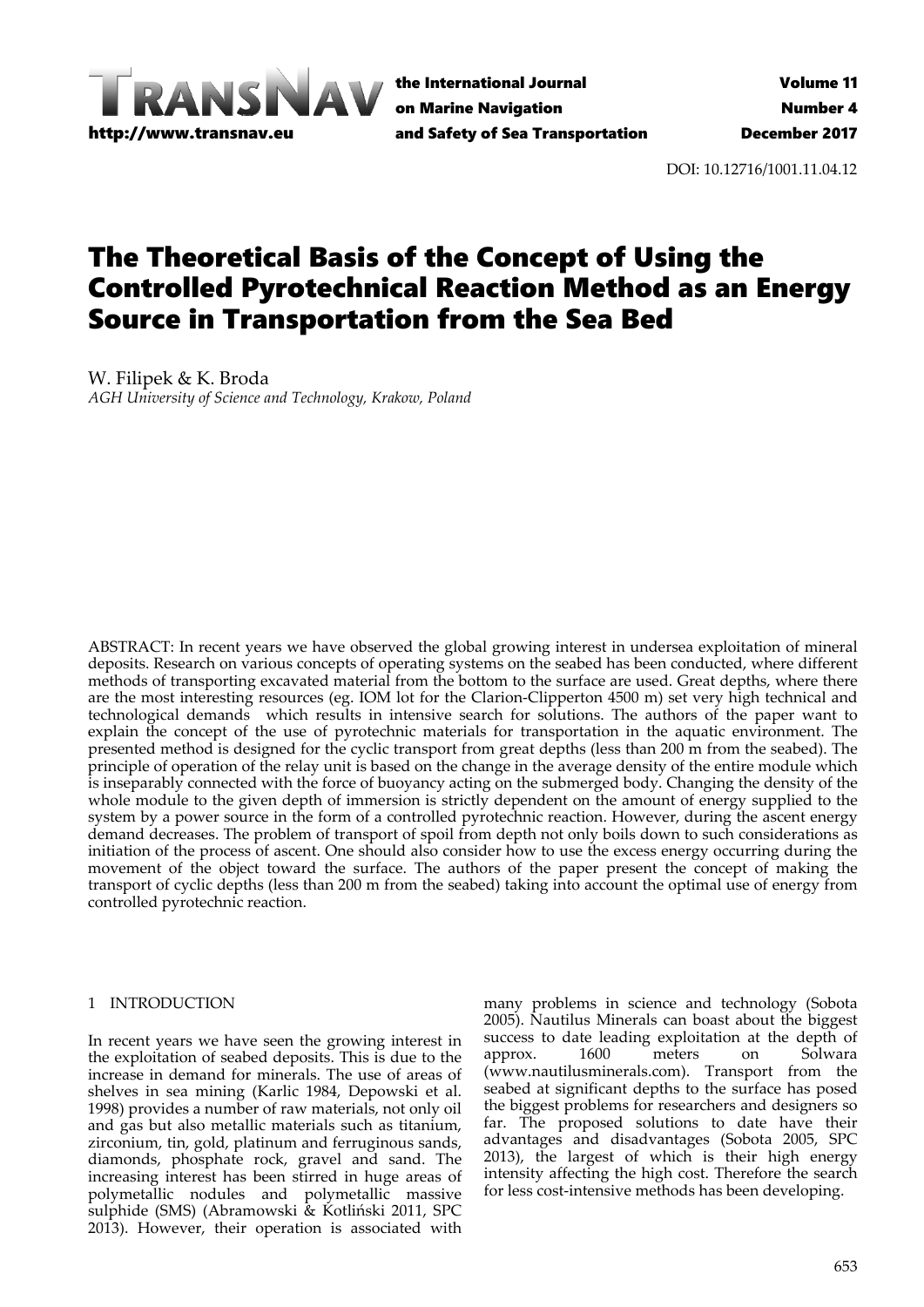# The Theoretical Basis of the Concept of Using the Controlled Pyrotechnical Reaction Method as an Energy Source in Transportation from the Sea Bed

W. Filipek & K. Broda

*AGH University of Science and Technology, Krakow, Poland*

ABSTRACT: In recent years we have observed the global growing interest in undersea exploitation of mineral deposits. Research on various concepts of operating systems on the seabed has been conducted, where different methods of transporting excavated material from the bottom to the surface are used. Great depths, where there are the most interesting resources (eg. IOM lot for the Clarion-Clipperton 4500 m) set very high technical and technological demands which results in intensive search for solutions. The authors of the paper want to explain the concept of the use of pyrotechnic materials for transportation in the aquatic environment. The presented method is designed for the cyclic transport from great depths (less than 200 m from the seabed). The principle of operation of the relay unit is based on the change in the average density of the entire module which is inseparably connected with the force of buoyancy acting on the submerged body. Changing the density of the whole module to the given depth of immersion is strictly dependent on the amount of energy supplied to the system by a power source in the form of a controlled pyrotechnic reaction. However, during the ascent energy demand decreases. The problem of transport of spoil from depth not only boils down to such considerations as initiation of the process of ascent. One should also consider how to use the excess energy occurring during the movement of the object toward the surface. The authors of the paper present the concept of making the transport of cyclic depths (less than 200 m from the seabed) taking into account the optimal use of energy from controlled pyrotechnic reaction.

## 1 INTRODUCTION

In recent years we have seen the growing interest in the exploitation of seabed deposits. This is due to the increase in demand for minerals. The use of areas of shelves in sea mining (Karlic 1984, Depowski et al. 1998) provides a number of raw materials, not only oil and gas but also metallic materials such as titanium, zirconium, tin, gold, platinum and ferruginous sands, diamonds, phosphate rock, gravel and sand. The increasing interest has been stirred in huge areas of polymetallic nodules and polymetallic massive sulphide (SMS) (Abramowski & Kotliński 2011, SPC 2013). However, their operation is associated with many problems in science and technology (Sobota 2005). Nautilus Minerals can boast about the biggest success to date leading exploitation at the depth of approx. 1600 meters on Solwara (www.nautilusminerals.com). Transport from the seabed at significant depths to the surface has posed the biggest problems for researchers and designers so far. The proposed solutions to date have their advantages and disadvantages (Sobota 2005, SPC 2013), the largest of which is their high energy intensity affecting the high cost. Therefore the search for less cost-intensive methods has been developing.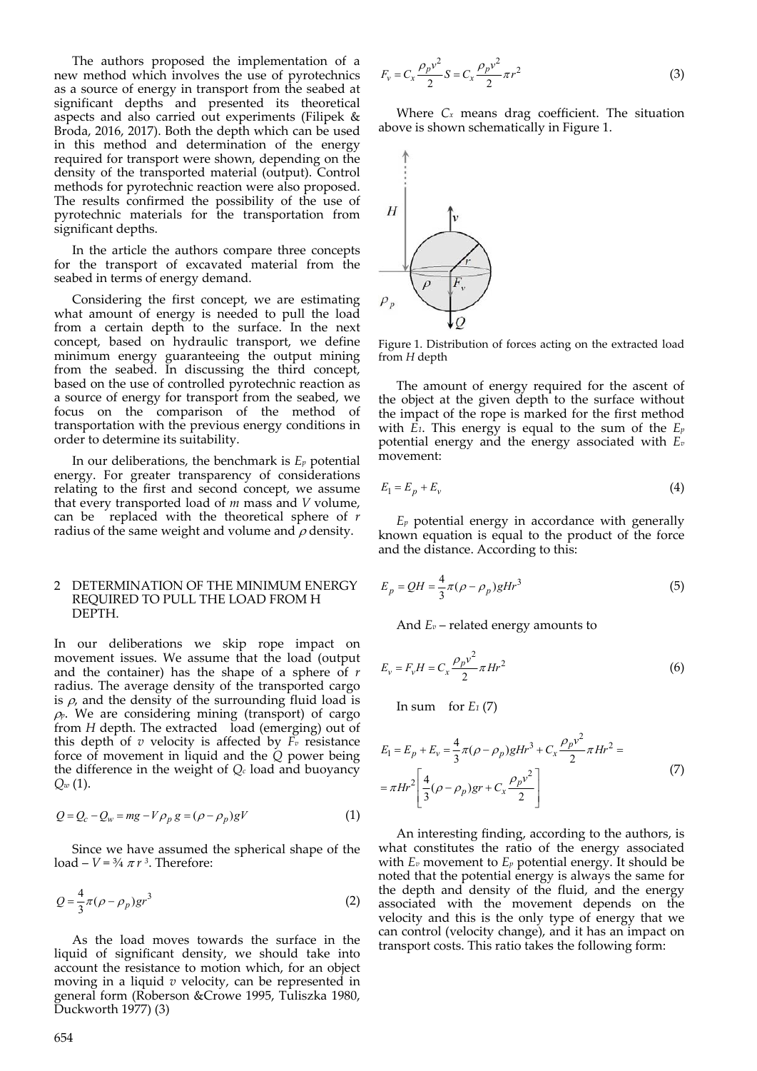The authors proposed the implementation of a new method which involves the use of pyrotechnics as a source of energy in transport from the seabed at significant depths and presented its theoretical aspects and also carried out experiments (Filipek & Broda, 2016, 2017). Both the depth which can be used in this method and determination of the energy required for transport were shown, depending on the density of the transported material (output). Control methods for pyrotechnic reaction were also proposed. The results confirmed the possibility of the use of pyrotechnic materials for the transportation from significant depths.

In the article the authors compare three concepts for the transport of excavated material from the seabed in terms of energy demand.

Considering the first concept, we are estimating what amount of energy is needed to pull the load from a certain depth to the surface. In the next concept, based on hydraulic transport, we define minimum energy guaranteeing the output mining from the seabed. In discussing the third concept, based on the use of controlled pyrotechnic reaction as a source of energy for transport from the seabed, we focus on the comparison of the method of transportation with the previous energy conditions in order to determine its suitability.

In our deliberations, the benchmark is $E_p$ potential energy. For greater transparency of considerations relating to the first and second concept, we assume that every transported load of $m$ mass and $V$ volume, can be replaced with the theoretical sphere of $r$ radius of the same weight and volume and $\rho$ density.

## 2 DETERMINATION OF THE MINIMUM ENERGY REQUIRED TO PULL THE LOAD FROM H DEPTH.

In our deliberations we skip rope impact on movement issues. We assume that the load (output and the container) has the shape of a sphere of $r$ radius. The average density of the transported cargo is $\rho$, and the density of the surrounding fluid load is $\rho_p$. We are considering mining (transport) of cargo from $H$ depth. The extracted load (emerging) out of this depth of $v$ velocity is affected by $F_v$ resistance force of movement in liquid and the $Q$ power being the difference in the weight of $Q_c$ load and buoyancy $Q_w$ (1).

$$Q = Q_c - Q_w = mg - V\rho_p g = (\rho - \rho_p)gV \tag{1}$$

Since we have assumed the spherical shape of the load – $V = ¾ \pi r^3$. Therefore:

$$Q = \frac{4}{3}\pi(\rho - \rho_p)gr^3 \tag{2}$$

As the load moves towards the surface in the liquid of significant density, we should take into account the resistance to motion which, for an object moving in a liquid $v$ velocity, can be represented in general form (Roberson &Crowe 1995, Tuliszka 1980, Duckworth 1977) (3)

$$F_v = C_x \frac{\rho_p v^2}{2} S = C_x \frac{\rho_p v^2}{2} \pi r^2 \tag{3}$$

Where $C_x$ means drag coefficient. The situation above is shown schematically in Figure 1.

Figure 1. Distribution of forces acting on the extracted load from $H$ depth

The amount of energy required for the ascent of the object at the given depth to the surface without the impact of the rope is marked for the first method with $E_1$. This energy is equal to the sum of the $E_p$ potential energy and the energy associated with $E_v$ movement:

$$E_1 = E_p + E_v \tag{4}$$

$E_p$ potential energy in accordance with generally known equation is equal to the product of the force and the distance. According to this:

$$E_p = QH = \frac{4}{3}\pi(\rho - \rho_p)gHr^3 \tag{5}$$

And $E_v$ – related energy amounts to

$$E_v = F_v H = C_x \frac{\rho_p v^2}{2} \pi Hr^2 \tag{6}$$

In sum for $E_1$ (7)

$$\begin{aligned} E_1 &= E_p + E_v = \frac{4}{3}\pi(\rho - \rho_p)gHr^3 + C_x \frac{\rho_p v^2}{2}\pi Hr^2 = \\ &= \pi Hr^2 \left[ \frac{4}{3}(\rho - \rho_p)gr + C_x \frac{\rho_p v^2}{2} \right] \end{aligned} \tag{7}$$

An interesting finding, according to the authors, is what constitutes the ratio of the energy associated with $E_v$ movement to $E_p$ potential energy. It should be noted that the potential energy is always the same for the depth and density of the fluid, and the energy associated with the movement depends on the velocity and this is the only type of energy that we can control (velocity change), and it has an impact on transport costs. This ratio takes the following form: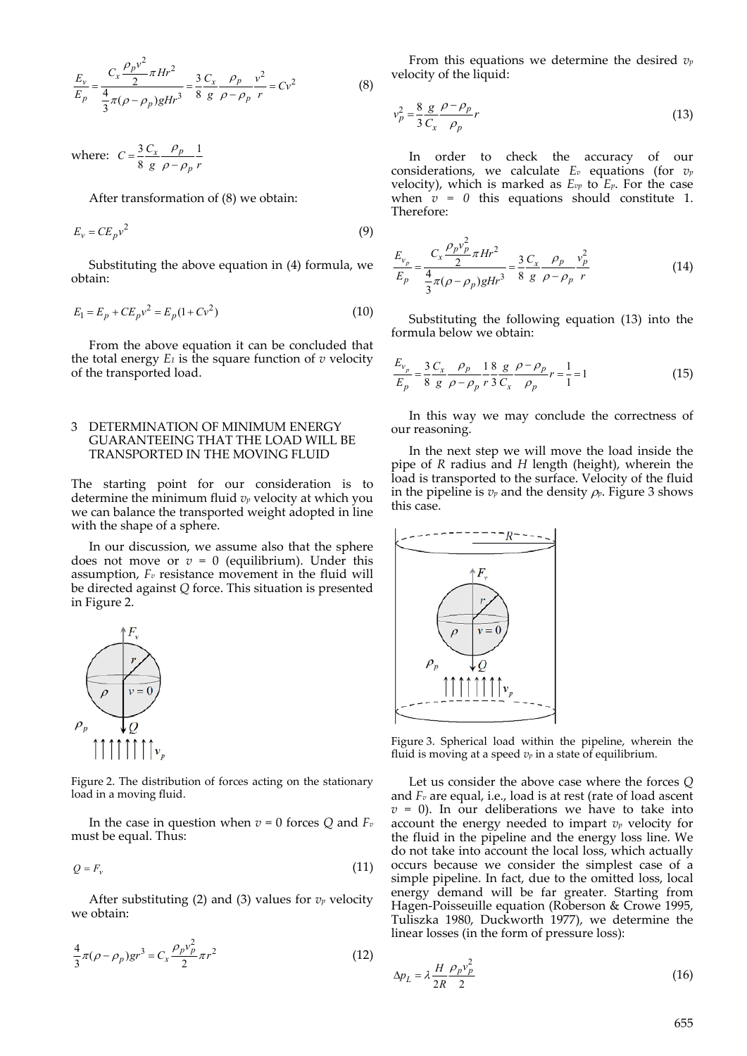$$\frac{E_v}{E_p} = \frac{C_x \frac{\rho_p v^2}{2} \pi H r^2}{\frac{4}{3}\pi(\rho - \rho_p) g H r^3} = \frac{3}{8}\frac{C_x}{g}\frac{\rho_p}{\rho - \rho_p}\frac{v^2}{r} = C v^2 \tag{8}$$

where: $C = \frac{3}{8}\frac{C_x}{g}\frac{\rho_p}{\rho - \rho_p}\frac{1}{r}$

After transformation of (8) we obtain:

$$E_v = C E_p v^2 \tag{9}$$

Substituting the above equation in (4) formula, we obtain:

$$E_1 = E_p + C E_p v^2 = E_p (1 + C v^2) \tag{10}$$

From the above equation it can be concluded that the total energy $E_1$ is the square function of $v$ velocity of the transported load.

## 3 DETERMINATION OF MINIMUM ENERGY GUARANTEEING THAT THE LOAD WILL BE TRANSPORTED IN THE MOVING FLUID

The starting point for our consideration is to determine the minimum fluid $v_p$ velocity at which you we can balance the transported weight adopted in line with the shape of a sphere.

In our discussion, we assume also that the sphere does not move or $v = 0$ (equilibrium). Under this assumption, $F_v$ resistance movement in the fluid will be directed against $Q$ force. This situation is presented in Figure 2.

Figure 2. The distribution of forces acting on the stationary load in a moving fluid.

In the case in question when $v = 0$ forces $Q$ and $F_v$ must be equal. Thus:

$$Q = F_v \tag{11}$$

After substituting (2) and (3) values for $v_p$ velocity we obtain:

$$\frac{4}{3}\pi(\rho - \rho_p) g r^3 = C_x \frac{\rho_p v_p^2}{2} \pi r^2 \tag{12}$$

From this equations we determine the desired $v_p$ velocity of the liquid:

$$v_p^2 = \frac{8}{3}\frac{g}{C_x}\frac{\rho - \rho_p}{\rho_p} r \tag{13}$$

In order to check the accuracy of our considerations, we calculate $E_v$ equations (for $v_p$ velocity), which is marked as $E_{vp}$ to $E_p$. For the case when $v = 0$ this equations should constitute 1. Therefore:

$$\frac{E_{v_p}}{E_p} = \frac{C_x \frac{\rho_p v_p^2}{2} \pi H r^2}{\frac{4}{3}\pi(\rho - \rho_p) g H r^3} = \frac{3}{8}\frac{C_x}{g}\frac{\rho_p}{\rho - \rho_p}\frac{v_p^2}{r} \tag{14}$$

Substituting the following equation (13) into the formula below we obtain:

$$\frac{E_{v_p}}{E_p} = \frac{3}{8}\frac{C_x}{g}\frac{\rho_p}{\rho - \rho_p}\frac{1}{r}\frac{8}{3}\frac{g}{C_x}\frac{\rho - \rho_p}{\rho_p} r = \frac{1}{1} = 1 \tag{15}$$

In this way we may conclude the correctness of our reasoning.

In the next step we will move the load inside the pipe of $R$ radius and $H$ length (height), wherein the load is transported to the surface. Velocity of the fluid in the pipeline is $v_p$ and the density $\rho_p$. Figure 3 shows this case.

Figure 3. Spherical load within the pipeline, wherein the fluid is moving at a speed $v_p$ in a state of equilibrium.

Let us consider the above case where the forces $Q$ and $F_v$ are equal, i.e., load is at rest (rate of load ascent $v = 0$). In our deliberations we have to take into account the energy needed to impart $v_p$ velocity for the fluid in the pipeline and the energy loss line. We do not take into account the local loss, which actually occurs because we consider the simplest case of a simple pipeline. In fact, due to the omitted loss, local energy demand will be far greater. Starting from Hagen-Poisseuille equation (Roberson & Crowe 1995, Tuliszka 1980, Duckworth 1977), we determine the linear losses (in the form of pressure loss):

$$\Delta p_L = \lambda \frac{H}{2R}\frac{\rho_p v_p^2}{2} \tag{16}$$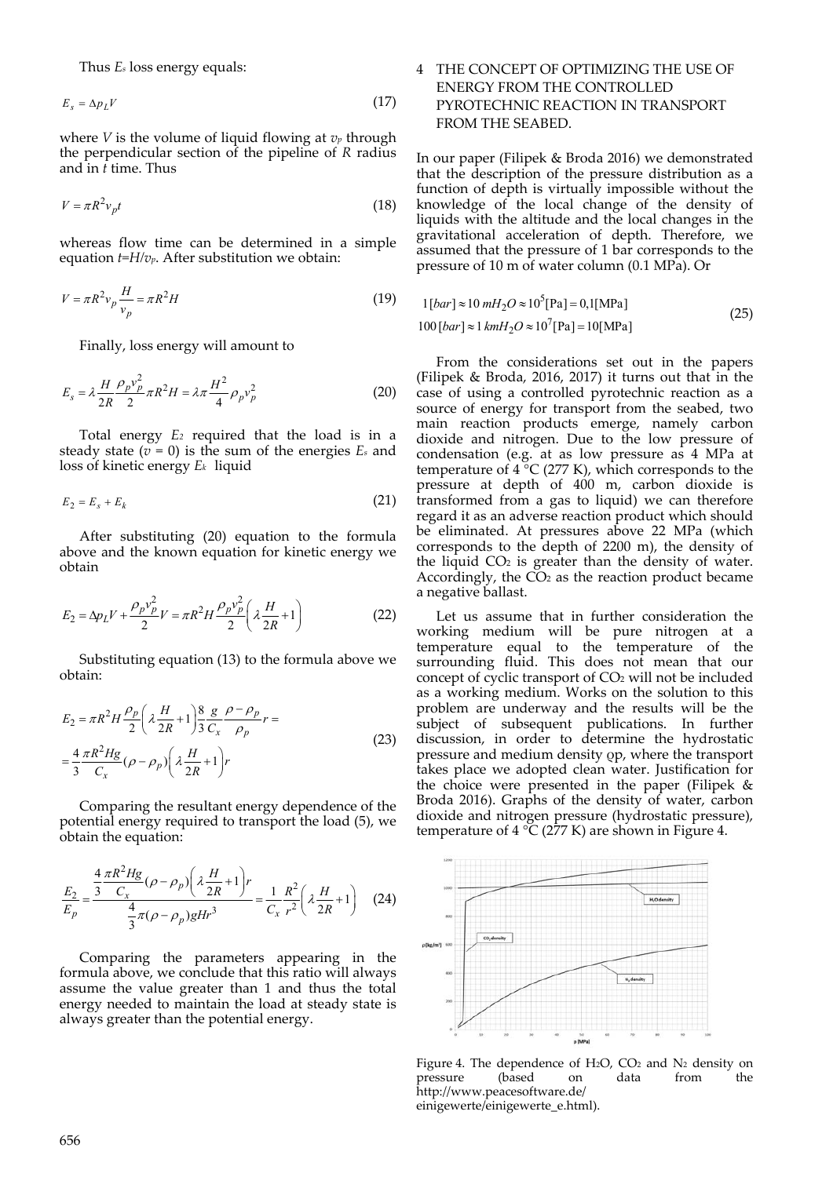Thus $E_s$ loss energy equals:

$$E_s = \Delta p_L V \tag{17}$$

where $V$ is the volume of liquid flowing at $v_p$ through the perpendicular section of the pipeline of $R$ radius and in $t$ time. Thus

$$V = \pi R^2 v_p t \tag{18}$$

whereas flow time can be determined in a simple equation $t=H/v_p$. After substitution we obtain:

$$V = \pi R^2 v_p \frac{H}{v_p} = \pi R^2 H \tag{19}$$

Finally, loss energy will amount to

$$E_s = \lambda \frac{H}{2R} \frac{\rho_p v_p^2}{2} \pi R^2 H = \lambda \pi \frac{H^2}{4} \rho_p v_p^2 \tag{20}$$

Total energy $E_2$ required that the load is in a steady state ($v = 0$) is the sum of the energies $E_s$ and loss of kinetic energy $E_k$ liquid

$$E_2 = E_s + E_k \tag{21}$$

After substituting (20) equation to the formula above and the known equation for kinetic energy we obtain

$$E_2 = \Delta p_L V + \frac{\rho_p v_p^2}{2} V = \pi R^2 H \frac{\rho_p v_p^2}{2} \left( \lambda \frac{H}{2R} + 1 \right) \tag{22}$$

Substituting equation (13) to the formula above we obtain:

$$\begin{aligned} E_2 &= \pi R^2 H \frac{\rho_p}{2} \left( \lambda \frac{H}{2R} + 1 \right) \frac{8}{3} \frac{g}{C_x} \frac{\rho - \rho_p}{\rho_p} r = \\ &= \frac{4}{3} \frac{\pi R^2 H g}{C_x} (\rho - \rho_p) \left( \lambda \frac{H}{2R} + 1 \right) r \end{aligned} \tag{23}$$

Comparing the resultant energy dependence of the potential energy required to transport the load (5), we obtain the equation:

$$\frac{E_2}{E_p} = \frac{\frac{4}{3} \frac{\pi R^2 H g}{C_x} (\rho - \rho_p) \left( \lambda \frac{H}{2R} + 1 \right) r}{\frac{4}{3} \pi (\rho - \rho_p) g H r^3} = \frac{1}{C_x} \frac{R^2}{r^2} \left( \lambda \frac{H}{2R} + 1 \right) \tag{24}$$

Comparing the parameters appearing in the formula above, we conclude that this ratio will always assume the value greater than 1 and thus the total energy needed to maintain the load at steady state is always greater than the potential energy.

# 4 THE CONCEPT OF OPTIMIZING THE USE OF ENERGY FROM THE CONTROLLED PYROTECHNIC REACTION IN TRANSPORT FROM THE SEABED.

In our paper (Filipek & Broda 2016) we demonstrated that the description of the pressure distribution as a function of depth is virtually impossible without the knowledge of the local change of the density of liquids with the altitude and the local changes in the gravitational acceleration of depth. Therefore, we assumed that the pressure of 1 bar corresponds to the pressure of 10 m of water column (0.1 MPa). Or

$$\begin{aligned} 1\,[bar] &\approx 10\; mH_2O \approx 10^5 [\mathrm{Pa}] = 0{,}1 [\mathrm{MPa}] \\ 100\,[bar] &\approx 1\; kmH_2O \approx 10^7 [\mathrm{Pa}] = 10 [\mathrm{MPa}] \end{aligned} \tag{25}$$

From the considerations set out in the papers (Filipek & Broda, 2016, 2017) it turns out that in the case of using a controlled pyrotechnic reaction as a source of energy for transport from the seabed, two main reaction products emerge, namely carbon dioxide and nitrogen. Due to the low pressure of condensation (e.g. at as low pressure as 4 MPa at temperature of 4 °C (277 K), which corresponds to the pressure at depth of 400 m, carbon dioxide is transformed from a gas to liquid) we can therefore regard it as an adverse reaction product which should be eliminated. At pressures above 22 MPa (which corresponds to the depth of 2200 m), the density of the liquid $CO_2$ is greater than the density of water. Accordingly, the $CO_2$ as the reaction product became a negative ballast.

Let us assume that in further consideration the working medium will be pure nitrogen at a temperature equal to the temperature of the surrounding fluid. This does not mean that our concept of cyclic transport of $CO_2$ will not be included as a working medium. Works on the solution to this problem are underway and the results will be the subject of subsequent publications. In further discussion, in order to determine the hydrostatic pressure and medium density $\rho_p$, where the transport takes place we adopted clean water. Justification for the choice were presented in the paper (Filipek & Broda 2016). Graphs of the density of water, carbon dioxide and nitrogen pressure (hydrostatic pressure), temperature of 4 °C (277 K) are shown in Figure 4.

Figure 4. The dependence of $H_2O$, $CO_2$ and $N_2$ density on pressure (based on data from the http://www.peacesoftware.de/einigewerte/einigewerte_e.html).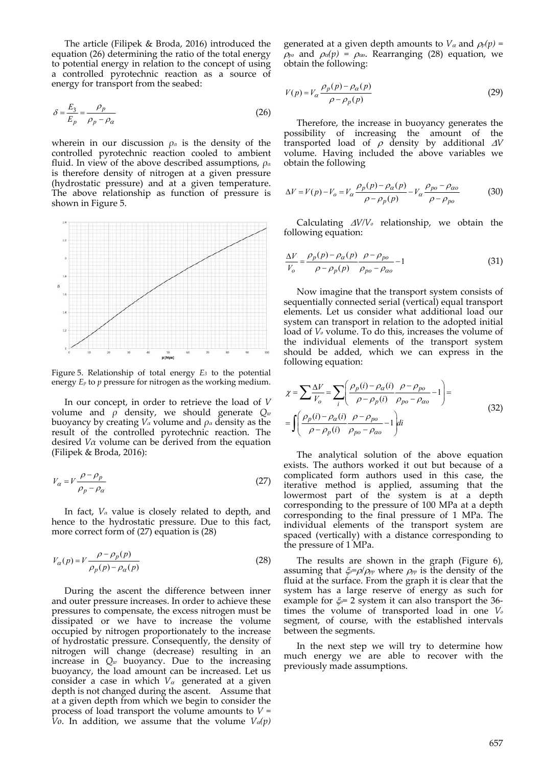The article (Filipek & Broda, 2016) introduced the equation (26) determining the ratio of the total energy to potential energy in relation to the concept of using a controlled pyrotechnic reaction as a source of energy for transport from the seabed:

$$\delta = \frac{E_3}{E_p} = \frac{\rho_p}{\rho_p - \rho_\alpha} \tag{26}$$

wherein in our discussion $\rho_\alpha$ is the density of the controlled pyrotechnic reaction cooled to ambient fluid. In view of the above described assumptions, $\rho_\alpha$ is therefore density of nitrogen at a given pressure (hydrostatic pressure) and at a given temperature. The above relationship as function of pressure is shown in Figure 5.

Figure 5. Relationship of total energy $E_3$ to the potential energy $E_p$ to $p$ pressure for nitrogen as the working medium.

In our concept, in order to retrieve the load of $V$ volume and $\rho$ density, we should generate $Q_w$ buoyancy by creating $V_\alpha$ volume and $\rho_\alpha$ density as the result of the controlled pyrotechnic reaction. The desired $V\alpha$ volume can be derived from the equation (Filipek & Broda, 2016):

$$V_\alpha = V \frac{\rho - \rho_p}{\rho_p - \rho_\alpha} \tag{27}$$

In fact, $V_\alpha$ value is closely related to depth, and hence to the hydrostatic pressure. Due to this fact, more correct form of (27) equation is (28)

$$V_\alpha(p) = V \frac{\rho - \rho_p(p)}{\rho_p(p) - \rho_\alpha(p)} \tag{28}$$

During the ascent the difference between inner and outer pressure increases. In order to achieve these pressures to compensate, the excess nitrogen must be dissipated or we have to increase the volume occupied by nitrogen proportionately to the increase of hydrostatic pressure. Consequently, the density of nitrogen will change (decrease) resulting in an increase in $Q_w$ buoyancy. Due to the increasing buoyancy, the load amount can be increased. Let us consider a case in which $V_\alpha$ generated at a given depth is not changed during the ascent. Assume that at a given depth from which we begin to consider the process of load transport the volume amounts to $V = Vo$. In addition, we assume that the volume $V_\alpha(p)$ generated at a given depth amounts to $V_\alpha$ and $\rho_p(p) = \rho_{po}$ and $\rho_\alpha(p) = \rho_{\alpha o}$. Rearranging (28) equation, we obtain the following:

$$V(p) = V_\alpha \frac{\rho_p(p) - \rho_\alpha(p)}{\rho - \rho_p(p)} \tag{29}$$

Therefore, the increase in buoyancy generates the possibility of increasing the amount of the transported load of $\rho$ density by additional $\Delta V$ volume. Having included the above variables we obtain the following

$$\Delta V = V(p) - V_o = V_\alpha \frac{\rho_p(p) - \rho_\alpha(p)}{\rho - \rho_p(p)} - V_\alpha \frac{\rho_{po} - \rho_{\alpha o}}{\rho - \rho_{po}} \tag{30}$$

Calculating $\Delta V/V_o$ relationship, we obtain the following equation:

$$\frac{\Delta V}{V_o} = \frac{\rho_p(p) - \rho_\alpha(p)}{\rho - \rho_p(p)} \frac{\rho - \rho_{po}}{\rho_{po} - \rho_{\alpha o}} - 1 \tag{31}$$

Now imagine that the transport system consists of sequentially connected serial (vertical) equal transport elements. Let us consider what additional load our system can transport in relation to the adopted initial load of $V_o$ volume. To do this, increases the volume of the individual elements of the transport system should be added, which we can express in the following equation:

$$\chi = \sum \frac{\Delta V}{V_o} = \sum_i \left( \frac{\rho_p(i) - \rho_\alpha(i)}{\rho - \rho_p(i)} \frac{\rho - \rho_{po}}{\rho_{po} - \rho_{\alpha o}} - 1 \right) = \int \left( \frac{\rho_p(i) - \rho_\alpha(i)}{\rho - \rho_p(i)} \frac{\rho - \rho_{po}}{\rho_{po} - \rho_{\alpha o}} - 1 \right) di \tag{32}$$

The analytical solution of the above equation exists. The authors worked it out but because of a complicated form authors used in this case, the iterative method is applied, assuming that the lowermost part of the system is at a depth corresponding to the pressure of 100 MPa at a depth corresponding to the final pressure of 1 MPa. The individual elements of the transport system are spaced (vertically) with a distance corresponding to the pressure of 1 MPa.

The results are shown in the graph (Figure 6), assuming that $\xi_\rho = \rho/\rho_{pp}$ where $\rho_{pp}$ is the density of the fluid at the surface. From the graph it is clear that the system has a large reserve of energy as such for example for $\xi_\rho = 2$ system it can also transport the 36-times the volume of transported load in one $V_o$ segment, of course, with the established intervals between the segments.

In the next step we will try to determine how much energy we are able to recover with the previously made assumptions.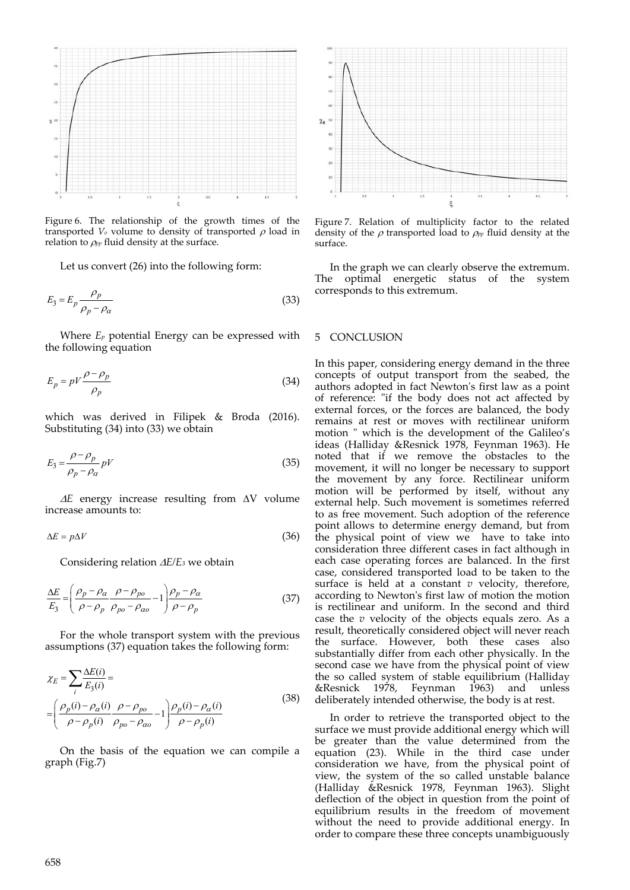Figure 6. The relationship of the growth times of the transported $V_o$ volume to density of transported $\rho$ load in relation to $\rho_{pp}$ fluid density at the surface.

Let us convert (26) into the following form:

$$E_3 = E_p \frac{\rho_p}{\rho_p - \rho_\alpha} \tag{33}$$

Where $E_p$ potential Energy can be expressed with the following equation

$$E_p = pV \frac{\rho - \rho_p}{\rho_p} \tag{34}$$

which was derived in Filipek & Broda (2016). Substituting (34) into (33) we obtain

$$E_3 = \frac{\rho - \rho_p}{\rho_p - \rho_\alpha} pV \tag{35}$$

$\Delta E$ energy increase resulting from $\Delta V$ volume increase amounts to:

$$\Delta E = p\Delta V \tag{36}$$

Considering relation $\Delta E/E_3$ we obtain

$$\frac{\Delta E}{E_3} = \left( \frac{\rho_p - \rho_\alpha}{\rho - \rho_p} \frac{\rho - \rho_{po}}{\rho_{po} - \rho_{\alpha o}} - 1 \right) \frac{\rho_p - \rho_\alpha}{\rho - \rho_p} \tag{37}$$

For the whole transport system with the previous assumptions (37) equation takes the following form:

$$\chi_E = \sum_i \frac{\Delta E(i)}{E_3(i)} = \left( \frac{\rho_p(i) - \rho_\alpha(i)}{\rho - \rho_p(i)} \frac{\rho - \rho_{po}}{\rho_{po} - \rho_{\alpha o}} - 1 \right) \frac{\rho_p(i) - \rho_\alpha(i)}{\rho - \rho_p(i)} \tag{38}$$

On the basis of the equation we can compile a graph (Fig.7)

Figure 7. Relation of multiplicity factor to the related density of the $\rho$ transported load to $\rho_{pp}$ fluid density at the surface.

In the graph we can clearly observe the extremum. The optimal energetic status of the system corresponds to this extremum.

## 5 CONCLUSION

In this paper, considering energy demand in the three concepts of output transport from the seabed, the authors adopted in fact Newton's first law as a point of reference: "if the body does not act affected by external forces, or the forces are balanced, the body remains at rest or moves with rectilinear uniform motion " which is the development of the Galileo's ideas (Halliday &Resnick 1978, Feynman 1963). He noted that if we remove the obstacles to the movement, it will no longer be necessary to support the movement by any force. Rectilinear uniform motion will be performed by itself, without any external help. Such movement is sometimes referred to as free movement. Such adoption of the reference point allows to determine energy demand, but from the physical point of view we have to take into consideration three different cases in fact although in each case operating forces are balanced. In the first case, considered transported load to be taken to the surface is held at a constant $v$ velocity, therefore, according to Newton's first law of motion the motion is rectilinear and uniform. In the second and third case the $v$ velocity of the objects equals zero. As a result, theoretically considered object will never reach the surface. However, both these cases also substantially differ from each other physically. In the second case we have from the physical point of view the so called system of stable equilibrium (Halliday &Resnick 1978, Feynman 1963) and unless deliberately intended otherwise, the body is at rest.

In order to retrieve the transported object to the surface we must provide additional energy which will be greater than the value determined from the equation (23). While in the third case under consideration we have, from the physical point of view, the system of the so called unstable balance (Halliday &Resnick 1978, Feynman 1963). Slight deflection of the object in question from the point of equilibrium results in the freedom of movement without the need to provide additional energy. In order to compare these three concepts unambiguously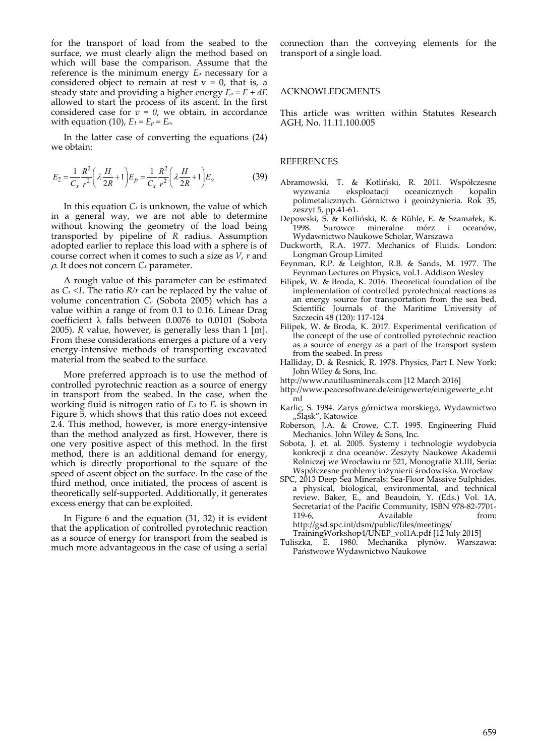for the transport of load from the seabed to the surface, we must clearly align the method based on which will base the comparison. Assume that the reference is the minimum energy $E_o$ necessary for a considered object to remain at rest $v = 0$, that is, a steady state and providing a higher energy $E_o = E + dE$ allowed to start the process of its ascent. In the first considered case for $v = 0$, we obtain, in accordance with equation (10), $E_1 = E_p = E_o$.

In the latter case of converting the equations (24) we obtain:

$$E_2 = \frac{1}{C_x}\frac{R^2}{r^2}\left(\lambda\frac{H}{2R}+1\right)E_p = \frac{1}{C_x}\frac{R^2}{r^2}\left(\lambda\frac{H}{2R}+1\right)E_o \tag{39}$$

In this equation $C_x$ is unknown, the value of which in a general way, we are not able to determine without knowing the geometry of the load being transported by pipeline of $R$ radius. Assumption adopted earlier to replace this load with a sphere is of course correct when it comes to such a size as $V$, $r$ and $\rho$. It does not concern $C_x$ parameter.

A rough value of this parameter can be estimated as $C_x < 1$. The ratio $R/r$ can be replaced by the value of volume concentration $C_v$ (Sobota 2005) which has a value within a range of from 0.1 to 0.16. Linear Drag coefficient $\lambda$ falls between 0.0076 to 0.0101 (Sobota 2005). $R$ value, however, is generally less than 1 [m]. From these considerations emerges a picture of a very energy-intensive methods of transporting excavated material from the seabed to the surface.

More preferred approach is to use the method of controlled pyrotechnic reaction as a source of energy in transport from the seabed. In the case, when the working fluid is nitrogen ratio of $E_3$ to $E_o$ is shown in Figure 5, which shows that this ratio does not exceed 2.4. This method, however, is more energy-intensive than the method analyzed as first. However, there is one very positive aspect of this method. In the first method, there is an additional demand for energy, which is directly proportional to the square of the speed of ascent object on the surface. In the case of the third method, once initiated, the process of ascent is theoretically self-supported. Additionally, it generates excess energy that can be exploited.

In Figure 6 and the equation (31, 32) it is evident that the application of controlled pyrotechnic reaction as a source of energy for transport from the seabed is much more advantageous in the case of using a serial connection than the conveying elements for the transport of a single load.

## ACKNOWLEDGMENTS

This article was written within Statutes Research AGH, No. 11.11.100.005

## REFERENCES

Abramowski, T. & Kotliński, R. 2011. Współczesne wyzwania eksploatacji oceanicznych kopalin polimetalicznych. Górnictwo i geoinżynieria. Rok 35, zeszyt 5, pp.41-61.

Depowski, S. & Kotliński, R. & Rühle, E. & Szamałek, K. 1998. Surowce mineralne mórz i oceanów, Wydawnictwo Naukowe Scholar, Warszawa

Duckworth, R.A. 1977. Mechanics of Fluids. London: Longman Group Limited

Feynman, R.P. & Leighton, R.B. & Sands, M. 1977. The Feynman Lectures on Physics, vol.1. Addison Wesley

Filipek, W. & Broda, K. 2016. Theoretical foundation of the implementation of controlled pyrotechnical reactions as an energy source for transportation from the sea bed. Scientific Journals of the Maritime University of Szczecin 48 (120): 117-124

Filipek, W. & Broda, K. 2017. Experimental verification of the concept of the use of controlled pyrotechnic reaction as a source of energy as a part of the transport system from the seabed. In press

Halliday, D. & Resnick, R. 1978. Physics, Part I. New York: John Wiley & Sons, Inc.

http://www.nautilusminerals.com [12 March 2016]

http://www.peacesoftware.de/einigewerte/einigewerte_e.html

Karlic, S. 1984. Zarys górnictwa morskiego, Wydawnictwo „Śląsk", Katowice

Roberson, J.A. & Crowe, C.T. 1995. Engineering Fluid Mechanics. John Wiley & Sons, Inc.

Sobota, J. et. al. 2005. Systemy i technologie wydobycia konkrecji z dna oceanów. Zeszyty Naukowe Akademii Rolniczej we Wrocławiu nr 521, Monografie XLIII, Seria: Współczesne problemy inżynierii środowiska. Wrocław

SPC, 2013 Deep Sea Minerals: Sea-Floor Massive Sulphides, a physical, biological, environmental, and technical review. Baker, E., and Beaudoin, Y. (Eds.) Vol. 1A, Secretariat of the Pacific Community, ISBN 978-82-7701-119-6, Available from: http://gsd.spc.int/dsm/public/files/meetings/TrainingWorkshop4/UNEP_vol1A.pdf [12 July 2015]

Tuliszka, E. 1980. Mechanika płynów. Warszawa: Państwowe Wydawnictwo Naukowe